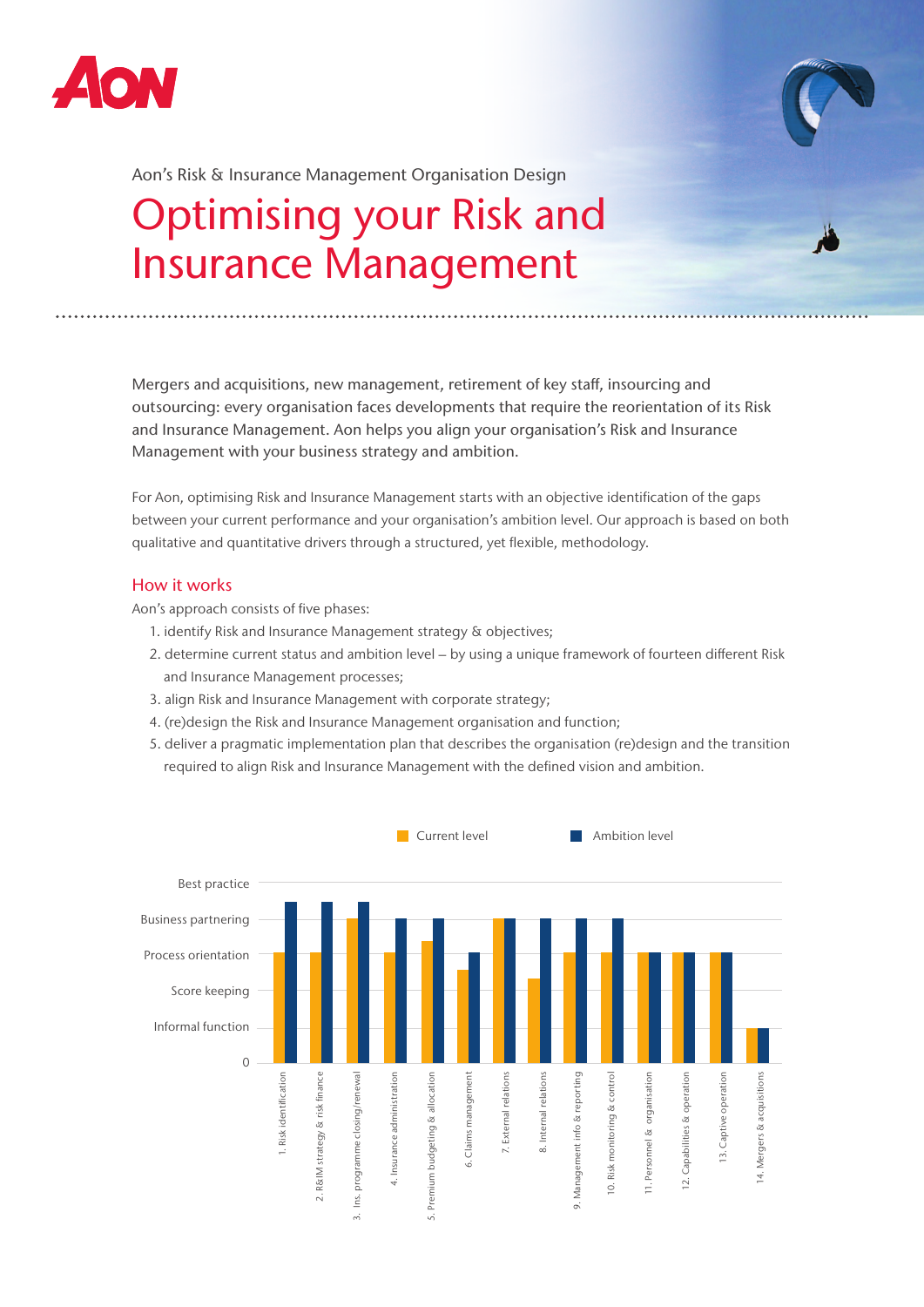Aon's Risk & Insurance Management Organisation Design

# Optimising your Risk and Insurance Management

Mergers and acquisitions, new management, retirement of key staff, insourcing and outsourcing: every organisation faces developments that require the reorientation of its Risk and Insurance Management. Aon helps you align your organisation's Risk and Insurance Management with your business strategy and ambition.

For Aon, optimising Risk and Insurance Management starts with an objective identification of the gaps between your current performance and your organisation's ambition level. Our approach is based on both qualitative and quantitative drivers through a structured, yet flexible, methodology.

## How it works

Aon's approach consists of five phases:

1. identify Risk and Insurance Management strategy & objectives;
2. determine current status and ambition level – by using a unique framework of fourteen different Risk and Insurance Management processes;
3. align Risk and Insurance Management with corporate strategy;
4. (re)design the Risk and Insurance Management organisation and function;
5. deliver a pragmatic implementation plan that describes the organisation (re)design and the transition required to align Risk and Insurance Management with the defined vision and ambition.

Current level | Ambition level

Levels (y-axis): 0, Informal function, Score keeping, Process orientation, Business partnering, Best practice

Processes (x-axis):
1. Risk identification
2. R&IM strategy & risk finance
3. Ins. programme closing/renewal
4. Insurance administration
5. Premium budgeting & allocation
6. Claims management
7. External relations
8. Internal relations
9. Management info & reporting
10. Risk monitoring & control
11. Personnel & organisation
12. Capabilities & operation
13. Captive operation
14. Mergers & acquisitions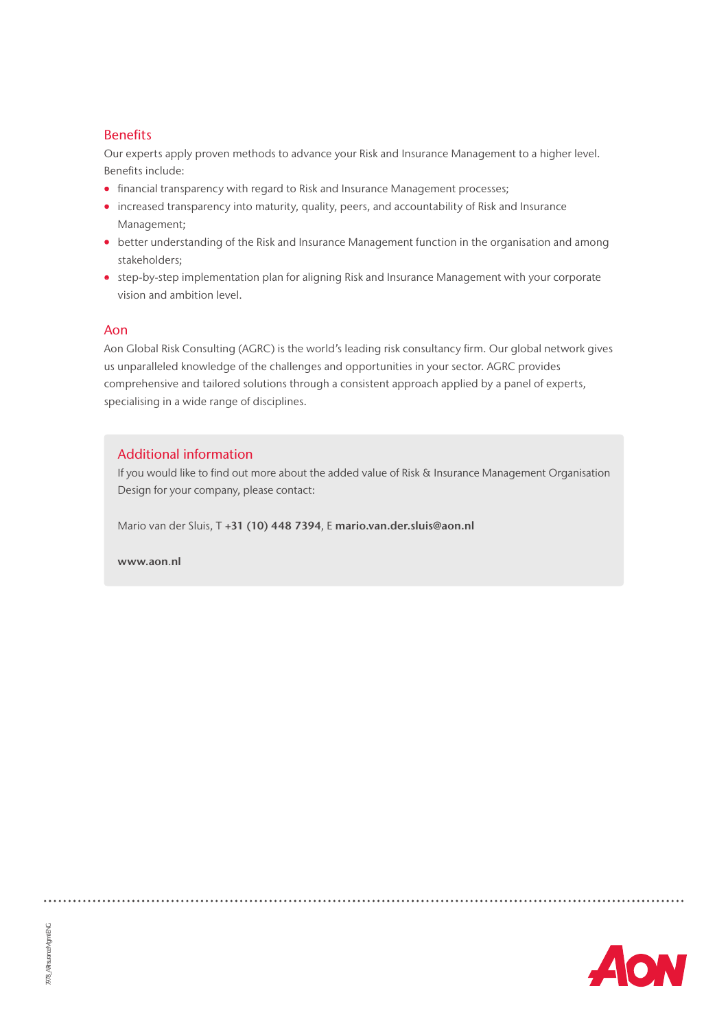## Benefits

Our experts apply proven methods to advance your Risk and Insurance Management to a higher level. Benefits include:

- financial transparency with regard to Risk and Insurance Management processes;
- increased transparency into maturity, quality, peers, and accountability of Risk and Insurance Management;
- better understanding of the Risk and Insurance Management function in the organisation and among stakeholders;
- step-by-step implementation plan for aligning Risk and Insurance Management with your corporate vision and ambition level.

## Aon

Aon Global Risk Consulting (AGRC) is the world's leading risk consultancy firm. Our global network gives us unparalleled knowledge of the challenges and opportunities in your sector. AGRC provides comprehensive and tailored solutions through a consistent approach applied by a panel of experts, specialising in a wide range of disciplines.

## Additional information

If you would like to find out more about the added value of Risk & Insurance Management Organisation Design for your company, please contact:

Mario van der Sluis, T **+31 (10) 448 7394**, E **mario.van.der.sluis@aon.nl**

**www.aon.nl**